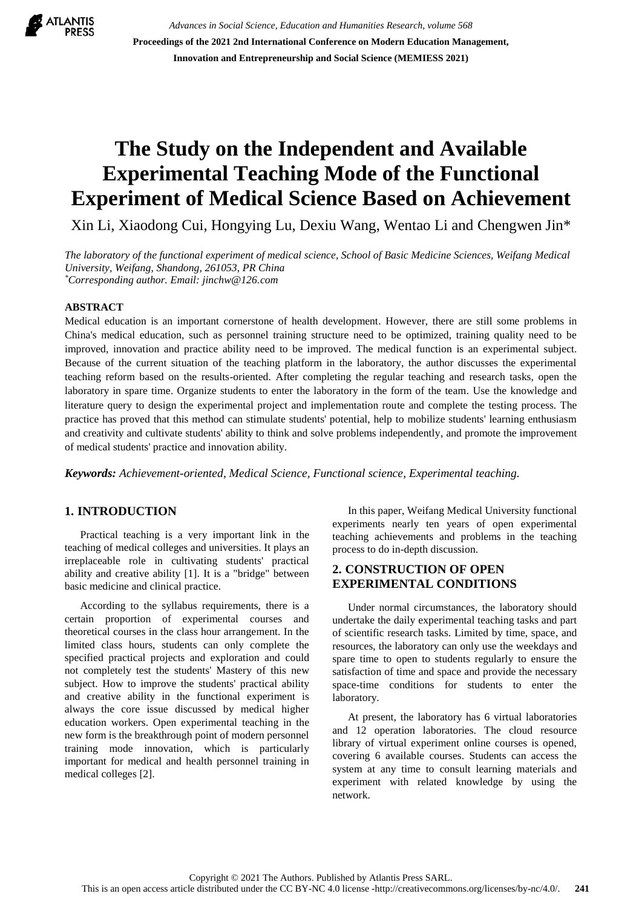# The Study on the Independent and Available Experimental Teaching Mode of the Functional Experiment of Medical Science Based on Achievement

Xin Li, Xiaodong Cui, Hongying Lu, Dexiu Wang, Wentao Li and Chengwen Jin*

*The laboratory of the functional experiment of medical science, School of Basic Medicine Sciences, Weifang Medical University, Weifang, Shandong, 261053, PR China*
*Corresponding author. Email: jinchw@126.com*

## ABSTRACT

Medical education is an important cornerstone of health development. However, there are still some problems in China's medical education, such as personnel training structure need to be optimized, training quality need to be improved, innovation and practice ability need to be improved. The medical function is an experimental subject. Because of the current situation of the teaching platform in the laboratory, the author discusses the experimental teaching reform based on the results-oriented. After completing the regular teaching and research tasks, open the laboratory in spare time. Organize students to enter the laboratory in the form of the team. Use the knowledge and literature query to design the experimental project and implementation route and complete the testing process. The practice has proved that this method can stimulate students' potential, help to mobilize students' learning enthusiasm and creativity and cultivate students' ability to think and solve problems independently, and promote the improvement of medical students' practice and innovation ability.

***Keywords:*** *Achievement-oriented, Medical Science, Functional science, Experimental teaching.*

## 1. INTRODUCTION

Practical teaching is a very important link in the teaching of medical colleges and universities. It plays an irreplaceable role in cultivating students' practical ability and creative ability [1]. It is a "bridge" between basic medicine and clinical practice.

According to the syllabus requirements, there is a certain proportion of experimental courses and theoretical courses in the class hour arrangement. In the limited class hours, students can only complete the specified practical projects and exploration and could not completely test the students' Mastery of this new subject. How to improve the students' practical ability and creative ability in the functional experiment is always the core issue discussed by medical higher education workers. Open experimental teaching in the new form is the breakthrough point of modern personnel training mode innovation, which is particularly important for medical and health personnel training in medical colleges [2].

In this paper, Weifang Medical University functional experiments nearly ten years of open experimental teaching achievements and problems in the teaching process to do in-depth discussion.

## 2. CONSTRUCTION OF OPEN EXPERIMENTAL CONDITIONS

Under normal circumstances, the laboratory should undertake the daily experimental teaching tasks and part of scientific research tasks. Limited by time, space, and resources, the laboratory can only use the weekdays and spare time to open to students regularly to ensure the satisfaction of time and space and provide the necessary space-time conditions for students to enter the laboratory.

At present, the laboratory has 6 virtual laboratories and 12 operation laboratories. The cloud resource library of virtual experiment online courses is opened, covering 6 available courses. Students can access the system at any time to consult learning materials and experiment with related knowledge by using the network.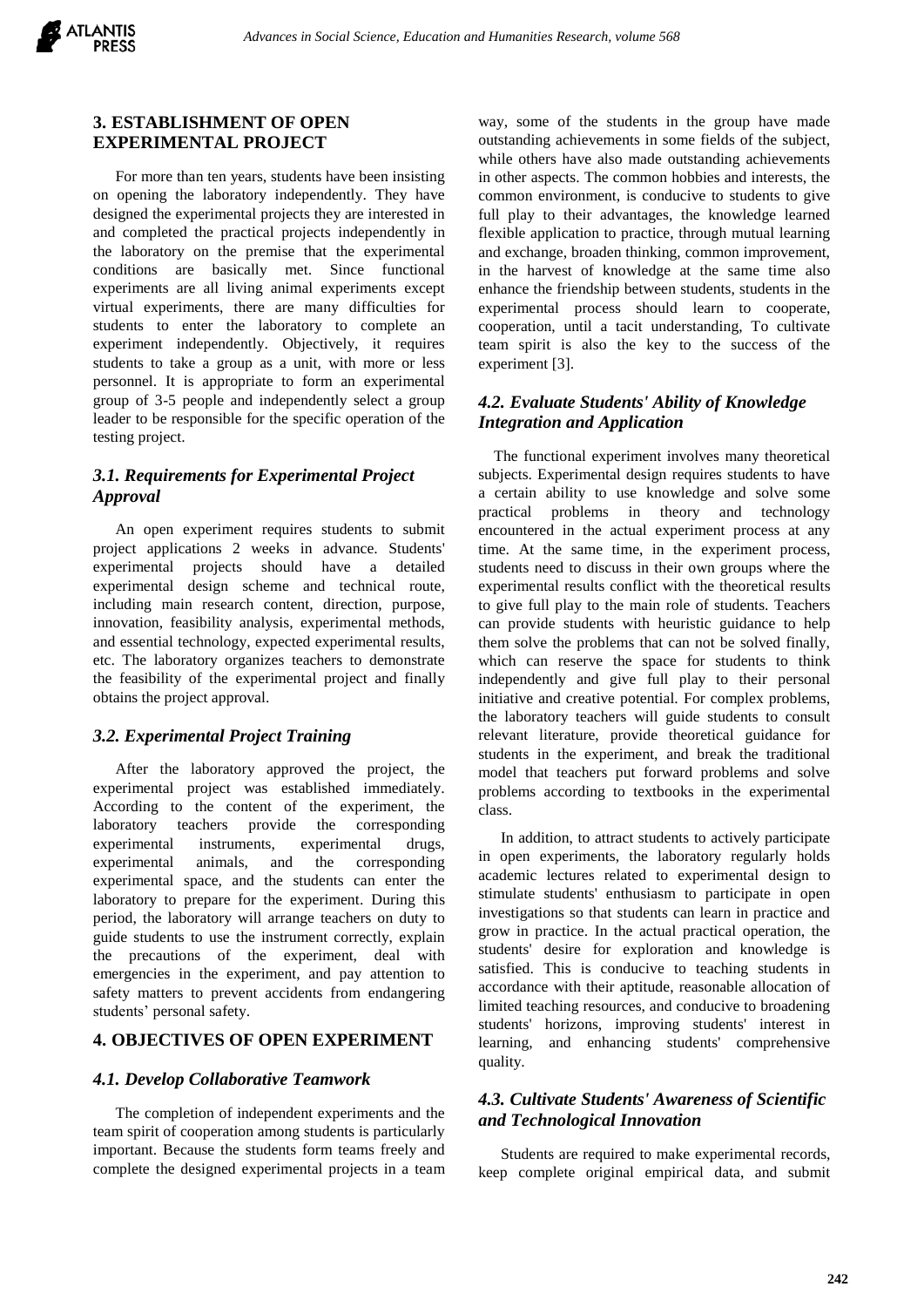## 3. ESTABLISHMENT OF OPEN EXPERIMENTAL PROJECT

For more than ten years, students have been insisting on opening the laboratory independently. They have designed the experimental projects they are interested in and completed the practical projects independently in the laboratory on the premise that the experimental conditions are basically met. Since functional experiments are all living animal experiments except virtual experiments, there are many difficulties for students to enter the laboratory to complete an experiment independently. Objectively, it requires students to take a group as a unit, with more or less personnel. It is appropriate to form an experimental group of 3-5 people and independently select a group leader to be responsible for the specific operation of the testing project.

### *3.1. Requirements for Experimental Project Approval*

An open experiment requires students to submit project applications 2 weeks in advance. Students' experimental projects should have a detailed experimental design scheme and technical route, including main research content, direction, purpose, innovation, feasibility analysis, experimental methods, and essential technology, expected experimental results, etc. The laboratory organizes teachers to demonstrate the feasibility of the experimental project and finally obtains the project approval.

### *3.2. Experimental Project Training*

After the laboratory approved the project, the experimental project was established immediately. According to the content of the experiment, the laboratory teachers provide the corresponding experimental instruments, experimental drugs, experimental animals, and the corresponding experimental space, and the students can enter the laboratory to prepare for the experiment. During this period, the laboratory will arrange teachers on duty to guide students to use the instrument correctly, explain the precautions of the experiment, deal with emergencies in the experiment, and pay attention to safety matters to prevent accidents from endangering students' personal safety.

## 4. OBJECTIVES OF OPEN EXPERIMENT

### *4.1. Develop Collaborative Teamwork*

The completion of independent experiments and the team spirit of cooperation among students is particularly important. Because the students form teams freely and complete the designed experimental projects in a team way, some of the students in the group have made outstanding achievements in some fields of the subject, while others have also made outstanding achievements in other aspects. The common hobbies and interests, the common environment, is conducive to students to give full play to their advantages, the knowledge learned flexible application to practice, through mutual learning and exchange, broaden thinking, common improvement, in the harvest of knowledge at the same time also enhance the friendship between students, students in the experimental process should learn to cooperate, cooperation, until a tacit understanding, To cultivate team spirit is also the key to the success of the experiment [3].

### *4.2. Evaluate Students' Ability of Knowledge Integration and Application*

The functional experiment involves many theoretical subjects. Experimental design requires students to have a certain ability to use knowledge and solve some practical problems in theory and technology encountered in the actual experiment process at any time. At the same time, in the experiment process, students need to discuss in their own groups where the experimental results conflict with the theoretical results to give full play to the main role of students. Teachers can provide students with heuristic guidance to help them solve the problems that can not be solved finally, which can reserve the space for students to think independently and give full play to their personal initiative and creative potential. For complex problems, the laboratory teachers will guide students to consult relevant literature, provide theoretical guidance for students in the experiment, and break the traditional model that teachers put forward problems and solve problems according to textbooks in the experimental class.

In addition, to attract students to actively participate in open experiments, the laboratory regularly holds academic lectures related to experimental design to stimulate students' enthusiasm to participate in open investigations so that students can learn in practice and grow in practice. In the actual practical operation, the students' desire for exploration and knowledge is satisfied. This is conducive to teaching students in accordance with their aptitude, reasonable allocation of limited teaching resources, and conducive to broadening students' horizons, improving students' interest in learning, and enhancing students' comprehensive quality.

### *4.3. Cultivate Students' Awareness of Scientific and Technological Innovation*

Students are required to make experimental records, keep complete original empirical data, and submit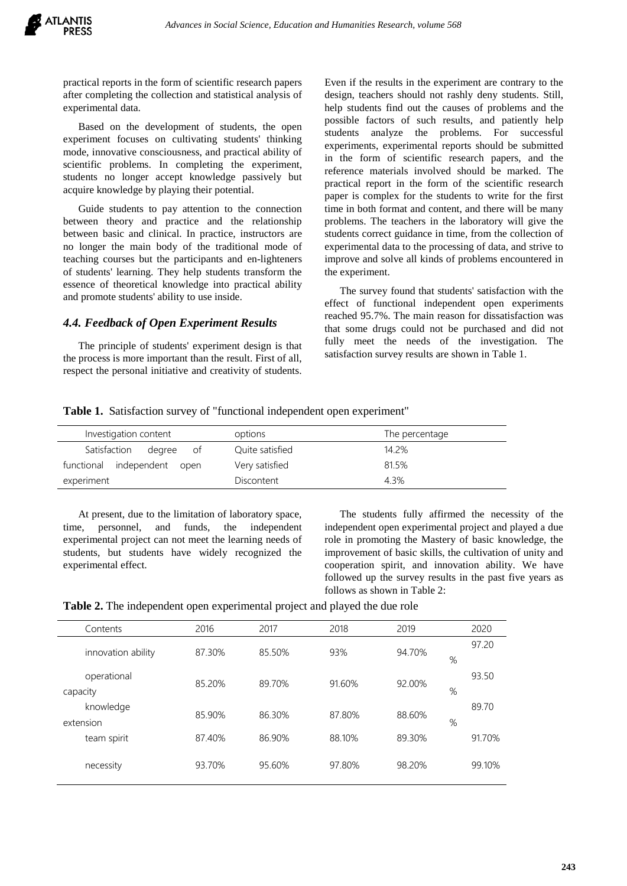practical reports in the form of scientific research papers after completing the collection and statistical analysis of experimental data.

Based on the development of students, the open experiment focuses on cultivating students' thinking mode, innovative consciousness, and practical ability of scientific problems. In completing the experiment, students no longer accept knowledge passively but acquire knowledge by playing their potential.

Guide students to pay attention to the connection between theory and practice and the relationship between basic and clinical. In practice, instructors are no longer the main body of the traditional mode of teaching courses but the participants and en-lighteners of students' learning. They help students transform the essence of theoretical knowledge into practical ability and promote students' ability to use inside.

### *4.4. Feedback of Open Experiment Results*

The principle of students' experiment design is that the process is more important than the result. First of all, respect the personal initiative and creativity of students. Even if the results in the experiment are contrary to the design, teachers should not rashly deny students. Still, help students find out the causes of problems and the possible factors of such results, and patiently help students analyze the problems. For successful experiments, experimental reports should be submitted in the form of scientific research papers, and the reference materials involved should be marked. The practical report in the form of the scientific research paper is complex for the students to write for the first time in both format and content, and there will be many problems. The teachers in the laboratory will give the students correct guidance in time, from the collection of experimental data to the processing of data, and strive to improve and solve all kinds of problems encountered in the experiment.

The survey found that students' satisfaction with the effect of functional independent open experiments reached 95.7%. The main reason for dissatisfaction was that some drugs could not be purchased and did not fully meet the needs of the investigation. The satisfaction survey results are shown in Table 1.

**Table 1.** Satisfaction survey of "functional independent open experiment"

| Investigation content | options | The percentage |
|---|---|---|
| Satisfaction degree of functional independent open experiment | Quite satisfied | 14.2% |
| | Very satisfied | 81.5% |
| | Discontent | 4.3% |

At present, due to the limitation of laboratory space, time, personnel, and funds, the independent experimental project can not meet the learning needs of students, but students have widely recognized the experimental effect.

The students fully affirmed the necessity of the independent open experimental project and played a due role in promoting the Mastery of basic knowledge, the improvement of basic skills, the cultivation of unity and cooperation spirit, and innovation ability. We have followed up the survey results in the past five years as follows as shown in Table 2:

**Table 2.** The independent open experimental project and played the due role

| Contents | 2016 | 2017 | 2018 | 2019 | 2020 |
|---|---|---|---|---|---|
| innovation ability | 87.30% | 85.50% | 93% | 94.70% | 97.20% |
| operational capacity | 85.20% | 89.70% | 91.60% | 92.00% | 93.50% |
| knowledge extension | 85.90% | 86.30% | 87.80% | 88.60% | 89.70% |
| team spirit | 87.40% | 86.90% | 88.10% | 89.30% | 91.70% |
| necessity | 93.70% | 95.60% | 97.80% | 98.20% | 99.10% |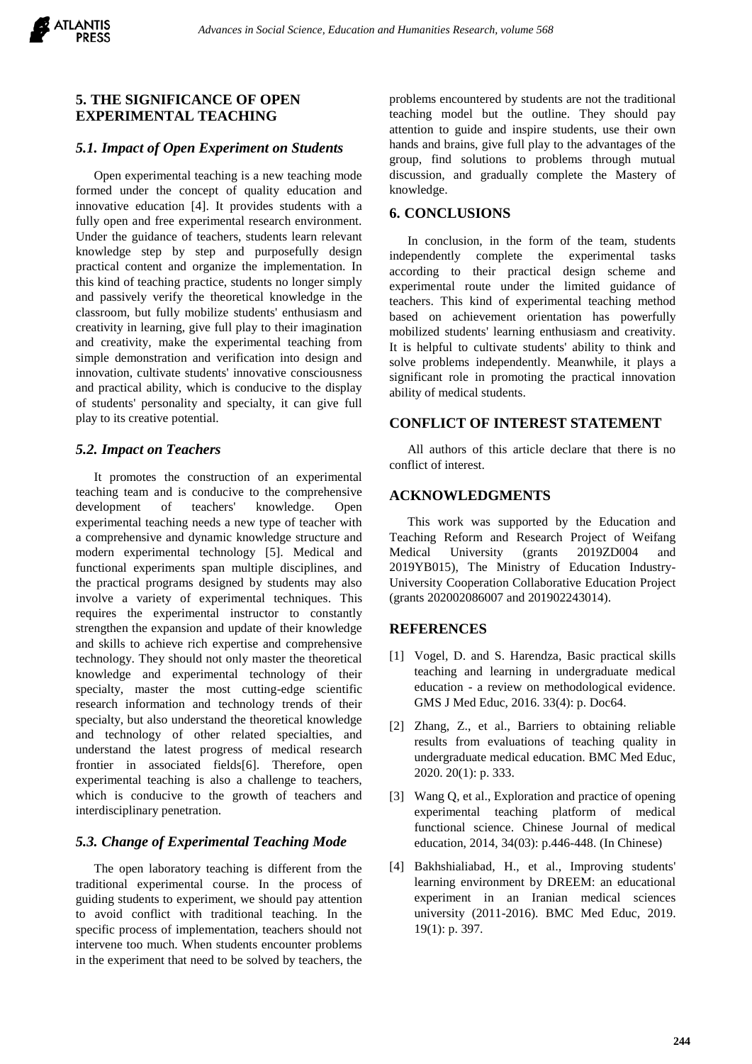## 5. THE SIGNIFICANCE OF OPEN EXPERIMENTAL TEACHING

### *5.1. Impact of Open Experiment on Students*

Open experimental teaching is a new teaching mode formed under the concept of quality education and innovative education [4]. It provides students with a fully open and free experimental research environment. Under the guidance of teachers, students learn relevant knowledge step by step and purposefully design practical content and organize the implementation. In this kind of teaching practice, students no longer simply and passively verify the theoretical knowledge in the classroom, but fully mobilize students' enthusiasm and creativity in learning, give full play to their imagination and creativity, make the experimental teaching from simple demonstration and verification into design and innovation, cultivate students' innovative consciousness and practical ability, which is conducive to the display of students' personality and specialty, it can give full play to its creative potential.

### *5.2. Impact on Teachers*

It promotes the construction of an experimental teaching team and is conducive to the comprehensive development of teachers' knowledge. Open experimental teaching needs a new type of teacher with a comprehensive and dynamic knowledge structure and modern experimental technology [5]. Medical and functional experiments span multiple disciplines, and the practical programs designed by students may also involve a variety of experimental techniques. This requires the experimental instructor to constantly strengthen the expansion and update of their knowledge and skills to achieve rich expertise and comprehensive technology. They should not only master the theoretical knowledge and experimental technology of their specialty, master the most cutting-edge scientific research information and technology trends of their specialty, but also understand the theoretical knowledge and technology of other related specialties, and understand the latest progress of medical research frontier in associated fields[6]. Therefore, open experimental teaching is also a challenge to teachers, which is conducive to the growth of teachers and interdisciplinary penetration.

### *5.3. Change of Experimental Teaching Mode*

The open laboratory teaching is different from the traditional experimental course. In the process of guiding students to experiment, we should pay attention to avoid conflict with traditional teaching. In the specific process of implementation, teachers should not intervene too much. When students encounter problems in the experiment that need to be solved by teachers, the problems encountered by students are not the traditional teaching model but the outline. They should pay attention to guide and inspire students, use their own hands and brains, give full play to the advantages of the group, find solutions to problems through mutual discussion, and gradually complete the Mastery of knowledge.

## 6. CONCLUSIONS

In conclusion, in the form of the team, students independently complete the experimental tasks according to their practical design scheme and experimental route under the limited guidance of teachers. This kind of experimental teaching method based on achievement orientation has powerfully mobilized students' learning enthusiasm and creativity. It is helpful to cultivate students' ability to think and solve problems independently. Meanwhile, it plays a significant role in promoting the practical innovation ability of medical students.

## CONFLICT OF INTEREST STATEMENT

All authors of this article declare that there is no conflict of interest.

## ACKNOWLEDGMENTS

This work was supported by the Education and Teaching Reform and Research Project of Weifang Medical University (grants 2019ZD004 and 2019YB015), The Ministry of Education Industry-University Cooperation Collaborative Education Project (grants 202002086007 and 201902243014).

## REFERENCES

[1] Vogel, D. and S. Harendza, Basic practical skills teaching and learning in undergraduate medical education - a review on methodological evidence. GMS J Med Educ, 2016. 33(4): p. Doc64.

[2] Zhang, Z., et al., Barriers to obtaining reliable results from evaluations of teaching quality in undergraduate medical education. BMC Med Educ, 2020. 20(1): p. 333.

[3] Wang Q, et al., Exploration and practice of opening experimental teaching platform of medical functional science. Chinese Journal of medical education, 2014, 34(03): p.446-448. (In Chinese)

[4] Bakhshialiabad, H., et al., Improving students' learning environment by DREEM: an educational experiment in an Iranian medical sciences university (2011-2016). BMC Med Educ, 2019. 19(1): p. 397.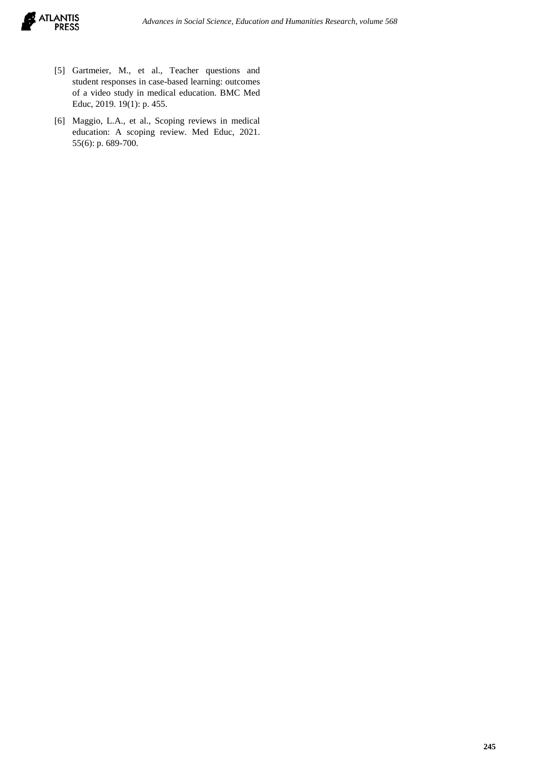[5] Gartmeier, M., et al., Teacher questions and student responses in case-based learning: outcomes of a video study in medical education. BMC Med Educ, 2019. 19(1): p. 455.

[6] Maggio, L.A., et al., Scoping reviews in medical education: A scoping review. Med Educ, 2021. 55(6): p. 689-700.